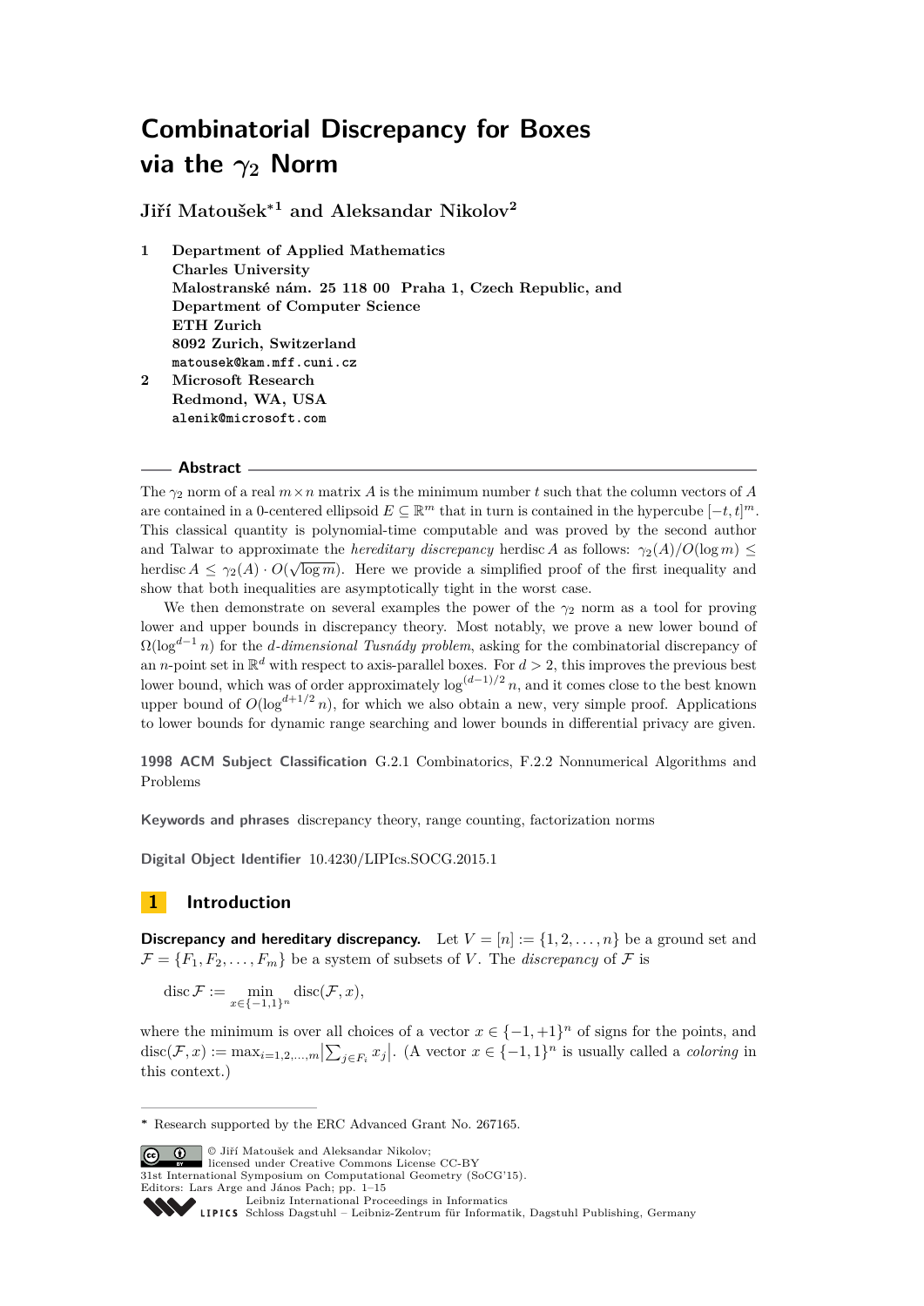# Combinatorial Discrepancy for Boxes via the $\gamma_2$ Norm

**Jiří Matoušek*[1] and Aleksandar Nikolov[2]**

1 Department of Applied Mathematics
Charles University
Malostranské nám. 25 118 00 Praha 1, Czech Republic, and
Department of Computer Science
ETH Zurich
8092 Zurich, Switzerland
matousek@kam.mff.cuni.cz

2 Microsoft Research
Redmond, WA, USA
alenik@microsoft.com

## Abstract

The $\gamma_2$ norm of a real $m \times n$ matrix $A$ is the minimum number $t$ such that the column vectors of $A$ are contained in a 0-centered ellipsoid $E \subseteq \mathbb{R}^m$ that in turn is contained in the hypercube $[-t,t]^m$. This classical quantity is polynomial-time computable and was proved by the second author and Talwar to approximate the *hereditary discrepancy* herdisc $A$ as follows: $\gamma_2(A)/O(\log m) \leq \operatorname{herdisc} A \leq \gamma_2(A) \cdot O(\sqrt{\log m})$. Here we provide a simplified proof of the first inequality and show that both inequalities are asymptotically tight in the worst case.

We then demonstrate on several examples the power of the $\gamma_2$ norm as a tool for proving lower and upper bounds in discrepancy theory. Most notably, we prove a new lower bound of $\Omega(\log^{d-1} n)$ for the *d-dimensional Tusnády problem*, asking for the combinatorial discrepancy of an $n$-point set in $\mathbb{R}^d$ with respect to axis-parallel boxes. For $d > 2$, this improves the previous best lower bound, which was of order approximately $\log^{(d-1)/2} n$, and it comes close to the best known upper bound of $O(\log^{d+1/2} n)$, for which we also obtain a new, very simple proof. Applications to lower bounds for dynamic range searching and lower bounds in differential privacy are given.

**1998 ACM Subject Classification** G.2.1 Combinatorics, F.2.2 Nonnumerical Algorithms and Problems

**Keywords and phrases** discrepancy theory, range counting, factorization norms

**Digital Object Identifier** 10.4230/LIPIcs.SOCG.2015.1

## 1 Introduction

**Discrepancy and hereditary discrepancy.** Let $V = [n] := \{1, 2, \ldots, n\}$ be a ground set and $\mathcal{F} = \{F_1, F_2, \ldots, F_m\}$ be a system of subsets of $V$. The *discrepancy* of $\mathcal{F}$ is

$$\operatorname{disc} \mathcal{F} := \min_{x \in \{-1,1\}^n} \operatorname{disc}(\mathcal{F}, x),$$

where the minimum is over all choices of a vector $x \in \{-1,+1\}^n$ of signs for the points, and $\operatorname{disc}(\mathcal{F}, x) := \max_{i=1,2,\ldots,m} \left|\sum_{j \in F_i} x_j\right|$. (A vector $x \in \{-1,1\}^n$ is usually called a *coloring* in this context.)

* Research supported by the ERC Advanced Grant No. 267165.

© Jiří Matoušek and Aleksandar Nikolov;
licensed under Creative Commons License CC-BY
31st International Symposium on Computational Geometry (SoCG'15).
Editors: Lars Arge and János Pach; pp. 1–15
Leibniz International Proceedings in Informatics
Schloss Dagstuhl – Leibniz-Zentrum für Informatik, Dagstuhl Publishing, Germany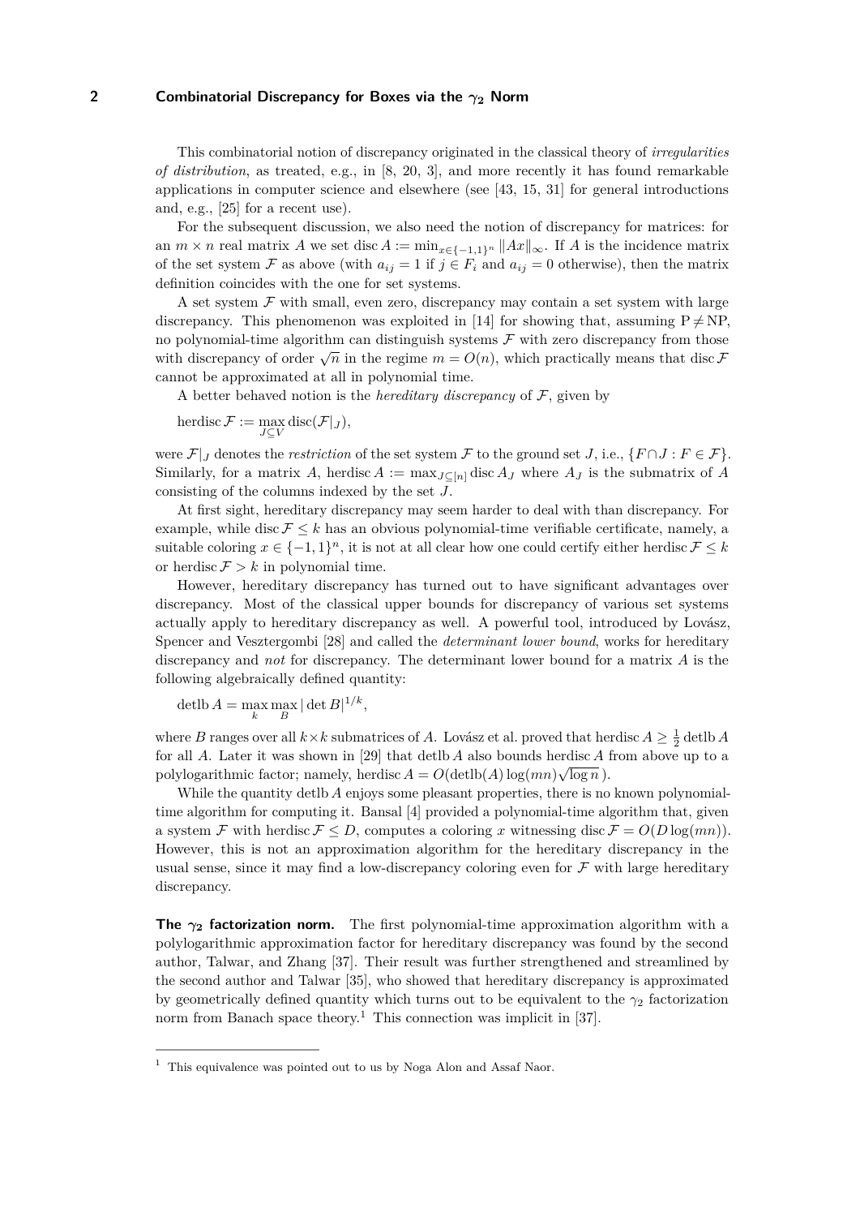This combinatorial notion of discrepancy originated in the classical theory of *irregularities of distribution*, as treated, e.g., in [8, 20, 3], and more recently it has found remarkable applications in computer science and elsewhere (see [43, 15, 31] for general introductions and, e.g., [25] for a recent use).

For the subsequent discussion, we also need the notion of discrepancy for matrices: for an $m \times n$ real matrix $A$ we set $\operatorname{disc} A := \min_{x \in \{-1,1\}^n} \|Ax\|_\infty$. If $A$ is the incidence matrix of the set system $\mathcal{F}$ as above (with $a_{ij} = 1$ if $j \in F_i$ and $a_{ij} = 0$ otherwise), then the matrix definition coincides with the one for set systems.

A set system $\mathcal{F}$ with small, even zero, discrepancy may contain a set system with large discrepancy. This phenomenon was exploited in [14] for showing that, assuming $\mathrm{P} \neq \mathrm{NP}$, no polynomial-time algorithm can distinguish systems $\mathcal{F}$ with zero discrepancy from those with discrepancy of order $\sqrt{n}$ in the regime $m = O(n)$, which practically means that $\operatorname{disc} \mathcal{F}$ cannot be approximated at all in polynomial time.

A better behaved notion is the *hereditary discrepancy* of $\mathcal{F}$, given by

$$\operatorname{herdisc} \mathcal{F} := \max_{J \subseteq V} \operatorname{disc}(\mathcal{F}|_J),$$

were $\mathcal{F}|_J$ denotes the *restriction* of the set system $\mathcal{F}$ to the ground set $J$, i.e., $\{F \cap J : F \in \mathcal{F}\}$. Similarly, for a matrix $A$, $\operatorname{herdisc} A := \max_{J \subseteq [n]} \operatorname{disc} A_J$ where $A_J$ is the submatrix of $A$ consisting of the columns indexed by the set $J$.

At first sight, hereditary discrepancy may seem harder to deal with than discrepancy. For example, while $\operatorname{disc} \mathcal{F} \leq k$ has an obvious polynomial-time verifiable certificate, namely, a suitable coloring $x \in \{-1,1\}^n$, it is not at all clear how one could certify either $\operatorname{herdisc} \mathcal{F} \leq k$ or $\operatorname{herdisc} \mathcal{F} > k$ in polynomial time.

However, hereditary discrepancy has turned out to have significant advantages over discrepancy. Most of the classical upper bounds for discrepancy of various set systems actually apply to hereditary discrepancy as well. A powerful tool, introduced by Lovász, Spencer and Vesztergombi [28] and called the *determinant lower bound*, works for hereditary discrepancy and *not* for discrepancy. The determinant lower bound for a matrix $A$ is the following algebraically defined quantity:

$$\operatorname{detlb} A = \max_k \max_B |\det B|^{1/k},$$

where $B$ ranges over all $k \times k$ submatrices of $A$. Lovász et al. proved that $\operatorname{herdisc} A \geq \frac{1}{2} \operatorname{detlb} A$ for all $A$. Later it was shown in [29] that $\operatorname{detlb} A$ also bounds $\operatorname{herdisc} A$ from above up to a polylogarithmic factor; namely, $\operatorname{herdisc} A = O(\operatorname{detlb}(A) \log(mn) \sqrt{\log n}\,)$.

While the quantity $\operatorname{detlb} A$ enjoys some pleasant properties, there is no known polynomial-time algorithm for computing it. Bansal [4] provided a polynomial-time algorithm that, given a system $\mathcal{F}$ with $\operatorname{herdisc} \mathcal{F} \leq D$, computes a coloring $x$ witnessing $\operatorname{disc} \mathcal{F} = O(D \log(mn))$. However, this is not an approximation algorithm for the hereditary discrepancy in the usual sense, since it may find a low-discrepancy coloring even for $\mathcal{F}$ with large hereditary discrepancy.

**The $\gamma_2$ factorization norm.** The first polynomial-time approximation algorithm with a polylogarithmic approximation factor for hereditary discrepancy was found by the second author, Talwar, and Zhang [37]. Their result was further strengthened and streamlined by the second author and Talwar [35], who showed that hereditary discrepancy is approximated by geometrically defined quantity which turns out to be equivalent to the $\gamma_2$ factorization norm from Banach space theory.[1] This connection was implicit in [37].

[1] This equivalence was pointed out to us by Noga Alon and Assaf Naor.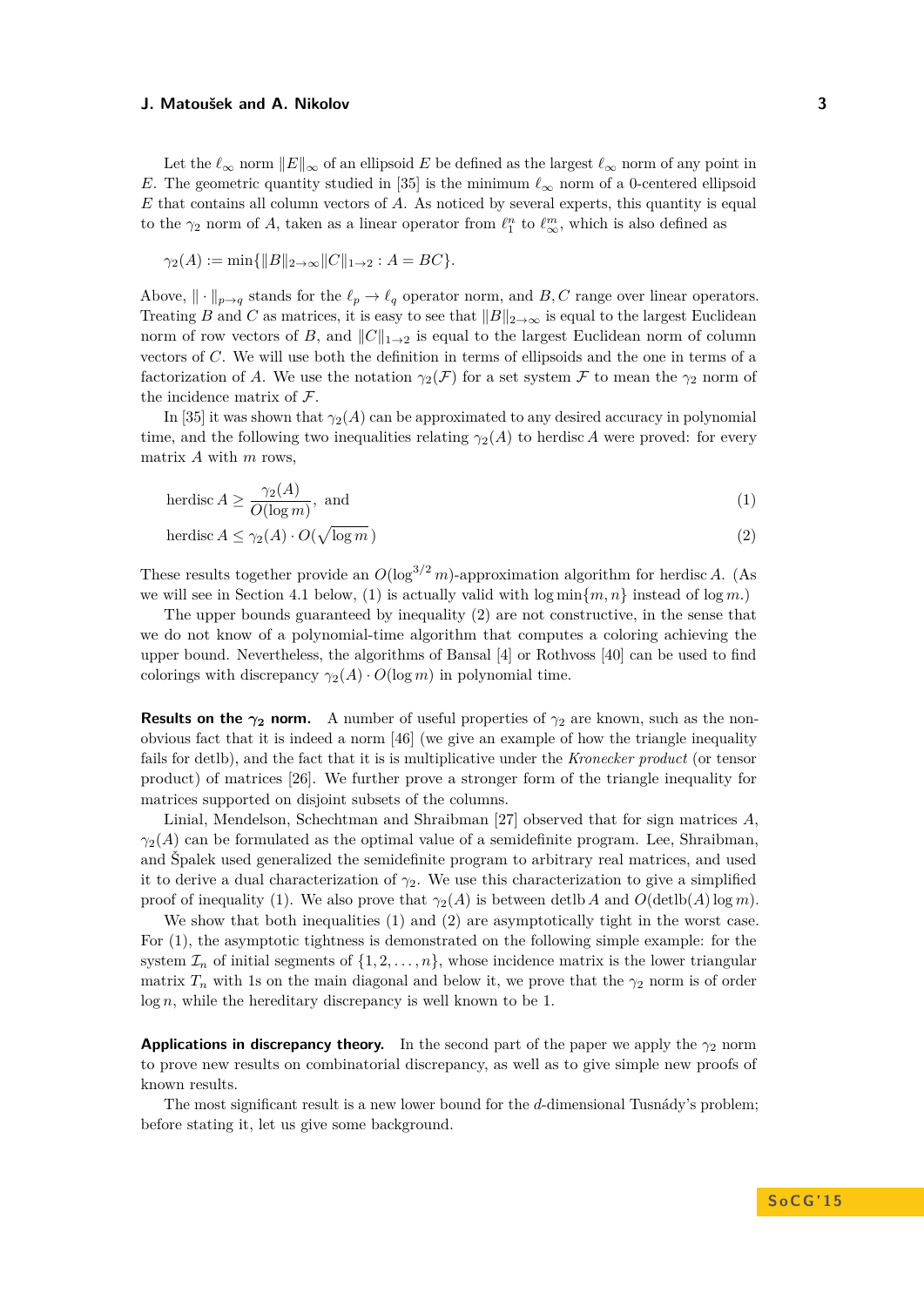Let the $\ell_\infty$ norm $\|E\|_\infty$ of an ellipsoid $E$ be defined as the largest $\ell_\infty$ norm of any point in $E$. The geometric quantity studied in [35] is the minimum $\ell_\infty$ norm of a 0-centered ellipsoid $E$ that contains all column vectors of $A$. As noticed by several experts, this quantity is equal to the $\gamma_2$ norm of $A$, taken as a linear operator from $\ell_1^n$ to $\ell_\infty^m$, which is also defined as

$$\gamma_2(A) := \min\{\|B\|_{2\to\infty}\|C\|_{1\to 2} : A = BC\}.$$

Above, $\|\cdot\|_{p\to q}$ stands for the $\ell_p \to \ell_q$ operator norm, and $B, C$ range over linear operators. Treating $B$ and $C$ as matrices, it is easy to see that $\|B\|_{2\to\infty}$ is equal to the largest Euclidean norm of row vectors of $B$, and $\|C\|_{1\to 2}$ is equal to the largest Euclidean norm of column vectors of $C$. We will use both the definition in terms of ellipsoids and the one in terms of a factorization of $A$. We use the notation $\gamma_2(\mathcal{F})$ for a set system $\mathcal{F}$ to mean the $\gamma_2$ norm of the incidence matrix of $\mathcal{F}$.

In [35] it was shown that $\gamma_2(A)$ can be approximated to any desired accuracy in polynomial time, and the following two inequalities relating $\gamma_2(A)$ to herdisc $A$ were proved: for every matrix $A$ with $m$ rows,

$$\operatorname{herdisc} A \geq \frac{\gamma_2(A)}{O(\log m)}, \text{ and} \tag{1}$$

$$\operatorname{herdisc} A \leq \gamma_2(A) \cdot O(\sqrt{\log m}\,) \tag{2}$$

These results together provide an $O(\log^{3/2} m)$-approximation algorithm for herdisc $A$. (As we will see in Section 4.1 below, (1) is actually valid with $\log\min\{m, n\}$ instead of $\log m$.)

The upper bounds guaranteed by inequality (2) are not constructive, in the sense that we do not know of a polynomial-time algorithm that computes a coloring achieving the upper bound. Nevertheless, the algorithms of Bansal [4] or Rothvoss [40] can be used to find colorings with discrepancy $\gamma_2(A) \cdot O(\log m)$ in polynomial time.

**Results on the $\gamma_2$ norm.** A number of useful properties of $\gamma_2$ are known, such as the non-obvious fact that it is indeed a norm [46] (we give an example of how the triangle inequality fails for detlb), and the fact that it is is multiplicative under the *Kronecker product* (or tensor product) of matrices [26]. We further prove a stronger form of the triangle inequality for matrices supported on disjoint subsets of the columns.

Linial, Mendelson, Schechtman and Shraibman [27] observed that for sign matrices $A$, $\gamma_2(A)$ can be formulated as the optimal value of a semidefinite program. Lee, Shraibman, and Špalek used generalized the semidefinite program to arbitrary real matrices, and used it to derive a dual characterization of $\gamma_2$. We use this characterization to give a simplified proof of inequality (1). We also prove that $\gamma_2(A)$ is between detlb $A$ and $O(\operatorname{detlb}(A)\log m)$.

We show that both inequalities (1) and (2) are asymptotically tight in the worst case. For (1), the asymptotic tightness is demonstrated on the following simple example: for the system $\mathcal{I}_n$ of initial segments of $\{1, 2, \ldots, n\}$, whose incidence matrix is the lower triangular matrix $T_n$ with 1s on the main diagonal and below it, we prove that the $\gamma_2$ norm is of order $\log n$, while the hereditary discrepancy is well known to be 1.

**Applications in discrepancy theory.** In the second part of the paper we apply the $\gamma_2$ norm to prove new results on combinatorial discrepancy, as well as to give simple new proofs of known results.

The most significant result is a new lower bound for the $d$-dimensional Tusnády's problem; before stating it, let us give some background.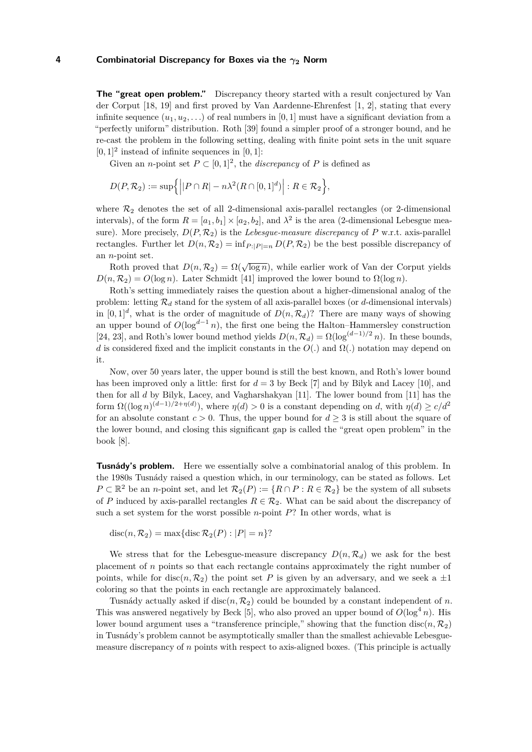**The "great open problem."** Discrepancy theory started with a result conjectured by Van der Corput [18, 19] and first proved by Van Aardenne-Ehrenfest [1, 2], stating that every infinite sequence $(u_1, u_2, \ldots)$ of real numbers in $[0,1]$ must have a significant deviation from a "perfectly uniform" distribution. Roth [39] found a simpler proof of a stronger bound, and he re-cast the problem in the following setting, dealing with finite point sets in the unit square $[0,1]^2$ instead of infinite sequences in $[0,1]$:

Given an $n$-point set $P \subset [0,1]^2$, the *discrepancy* of $P$ is defined as

$$D(P, \mathcal{R}_2) := \sup\Big\{ \Big| |P \cap R| - n\lambda^2(R \cap [0,1]^d) \Big| : R \in \mathcal{R}_2 \Big\},$$

where $\mathcal{R}_2$ denotes the set of all 2-dimensional axis-parallel rectangles (or 2-dimensional intervals), of the form $R = [a_1, b_1] \times [a_2, b_2]$, and $\lambda^2$ is the area (2-dimensional Lebesgue measure). More precisely, $D(P, \mathcal{R}_2)$ is the *Lebesgue-measure discrepancy* of $P$ w.r.t. axis-parallel rectangles. Further let $D(n, \mathcal{R}_2) = \inf_{P:|P|=n} D(P, \mathcal{R}_2)$ be the best possible discrepancy of an $n$-point set.

Roth proved that $D(n, \mathcal{R}_2) = \Omega(\sqrt{\log n})$, while earlier work of Van der Corput yields $D(n, \mathcal{R}_2) = O(\log n)$. Later Schmidt [41] improved the lower bound to $\Omega(\log n)$.

Roth's setting immediately raises the question about a higher-dimensional analog of the problem: letting $\mathcal{R}_d$ stand for the system of all axis-parallel boxes (or $d$-dimensional intervals) in $[0,1]^d$, what is the order of magnitude of $D(n, \mathcal{R}_d)$? There are many ways of showing an upper bound of $O(\log^{d-1} n)$, the first one being the Halton–Hammersley construction [24, 23], and Roth's lower bound method yields $D(n, \mathcal{R}_d) = \Omega(\log^{(d-1)/2} n)$. In these bounds, $d$ is considered fixed and the implicit constants in the $O(.)$ and $\Omega(.)$ notation may depend on it.

Now, over 50 years later, the upper bound is still the best known, and Roth's lower bound has been improved only a little: first for $d = 3$ by Beck [7] and by Bilyk and Lacey [10], and then for all $d$ by Bilyk, Lacey, and Vagharshakyan [11]. The lower bound from [11] has the form $\Omega((\log n)^{(d-1)/2+\eta(d)})$, where $\eta(d) > 0$ is a constant depending on $d$, with $\eta(d) \geq c/d^2$ for an absolute constant $c > 0$. Thus, the upper bound for $d \geq 3$ is still about the square of the lower bound, and closing this significant gap is called the "great open problem" in the book [8].

**Tusnády's problem.** Here we essentially solve a combinatorial analog of this problem. In the 1980s Tusnády raised a question which, in our terminology, can be stated as follows. Let $P \subset \mathbb{R}^2$ be an $n$-point set, and let $\mathcal{R}_2(P) := \{R \cap P : R \in \mathcal{R}_2\}$ be the system of all subsets of $P$ induced by axis-parallel rectangles $R \in \mathcal{R}_2$. What can be said about the discrepancy of such a set system for the worst possible $n$-point $P$? In other words, what is

$$\operatorname{disc}(n, \mathcal{R}_2) = \max\{\operatorname{disc} \mathcal{R}_2(P) : |P| = n\}?$$

We stress that for the Lebesgue-measure discrepancy $D(n, \mathcal{R}_d)$ we ask for the best placement of $n$ points so that each rectangle contains approximately the right number of points, while for $\operatorname{disc}(n, \mathcal{R}_2)$ the point set $P$ is given by an adversary, and we seek a $\pm 1$ coloring so that the points in each rectangle are approximately balanced.

Tusnády actually asked if $\operatorname{disc}(n, \mathcal{R}_2)$ could be bounded by a constant independent of $n$. This was answered negatively by Beck [5], who also proved an upper bound of $O(\log^4 n)$. His lower bound argument uses a "transference principle," showing that the function $\operatorname{disc}(n, \mathcal{R}_2)$ in Tusnády's problem cannot be asymptotically smaller than the smallest achievable Lebesgue-measure discrepancy of $n$ points with respect to axis-aligned boxes. (This principle is actually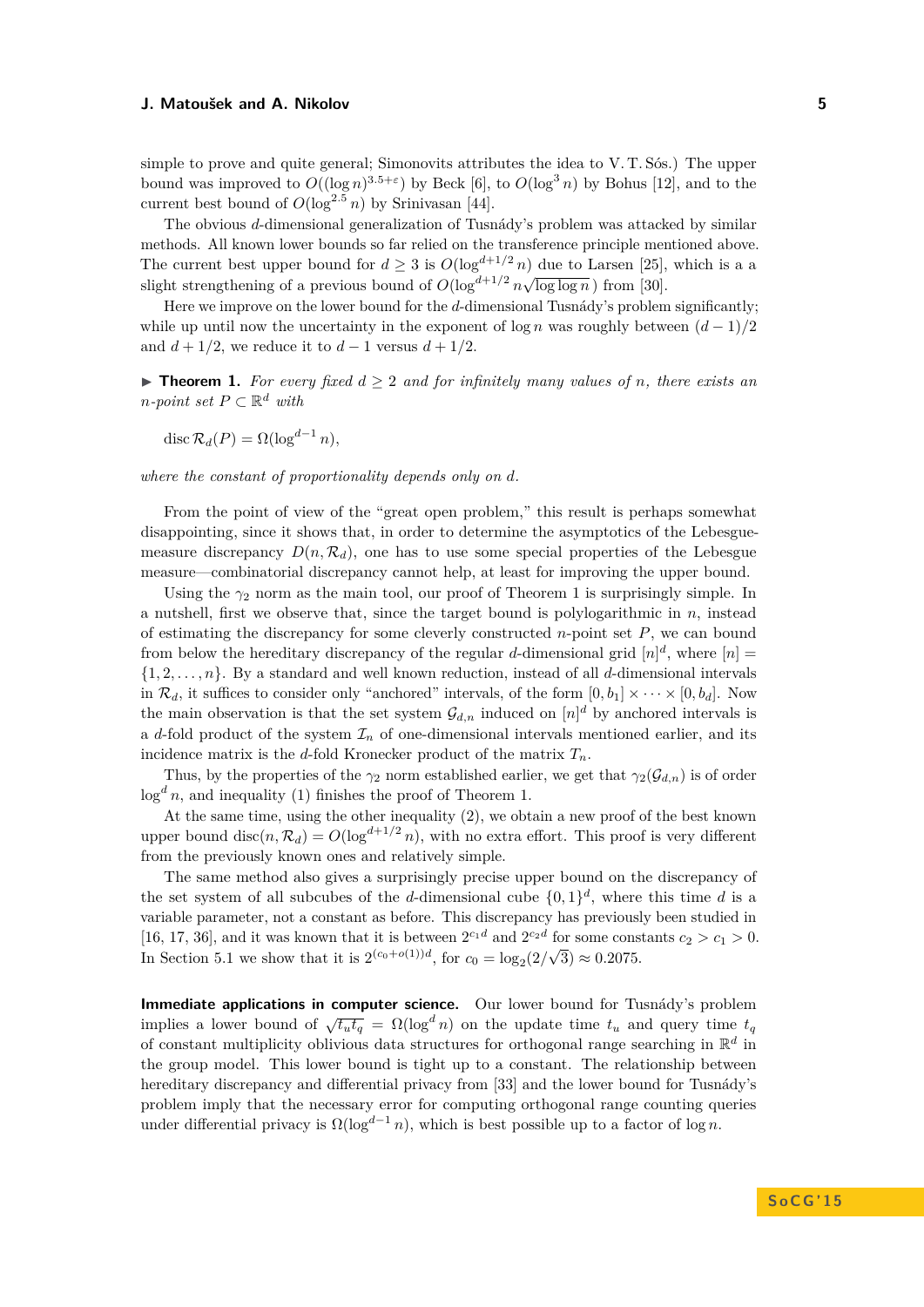simple to prove and quite general; Simonovits attributes the idea to V. T. Sós.) The upper bound was improved to $O((\log n)^{3.5+\varepsilon})$ by Beck [6], to $O(\log^3 n)$ by Bohus [12], and to the current best bound of $O(\log^{2.5} n)$ by Srinivasan [44].

The obvious $d$-dimensional generalization of Tusnády's problem was attacked by similar methods. All known lower bounds so far relied on the transference principle mentioned above. The current best upper bound for $d \geq 3$ is $O(\log^{d+1/2} n)$ due to Larsen [25], which is a a slight strengthening of a previous bound of $O(\log^{d+1/2} n \sqrt{\log \log n})$ from [30].

Here we improve on the lower bound for the $d$-dimensional Tusnády's problem significantly; while up until now the uncertainty in the exponent of $\log n$ was roughly between $(d-1)/2$ and $d + 1/2$, we reduce it to $d - 1$ versus $d + 1/2$.

▶ **Theorem 1.** *For every fixed $d \geq 2$ and for infinitely many values of $n$, there exists an $n$-point set $P \subset \mathbb{R}^d$ with*

$$\operatorname{disc} \mathcal{R}_d(P) = \Omega(\log^{d-1} n),$$

*where the constant of proportionality depends only on $d$.*

From the point of view of the "great open problem," this result is perhaps somewhat disappointing, since it shows that, in order to determine the asymptotics of the Lebesgue-measure discrepancy $D(n, \mathcal{R}_d)$, one has to use some special properties of the Lebesgue measure—combinatorial discrepancy cannot help, at least for improving the upper bound.

Using the $\gamma_2$ norm as the main tool, our proof of Theorem 1 is surprisingly simple. In a nutshell, first we observe that, since the target bound is polylogarithmic in $n$, instead of estimating the discrepancy for some cleverly constructed $n$-point set $P$, we can bound from below the hereditary discrepancy of the regular $d$-dimensional grid $[n]^d$, where $[n] = \{1, 2, \ldots, n\}$. By a standard and well known reduction, instead of all $d$-dimensional intervals in $\mathcal{R}_d$, it suffices to consider only "anchored" intervals, of the form $[0, b_1] \times \cdots \times [0, b_d]$. Now the main observation is that the set system $\mathcal{G}_{d,n}$ induced on $[n]^d$ by anchored intervals is a $d$-fold product of the system $\mathcal{I}_n$ of one-dimensional intervals mentioned earlier, and its incidence matrix is the $d$-fold Kronecker product of the matrix $T_n$.

Thus, by the properties of the $\gamma_2$ norm established earlier, we get that $\gamma_2(\mathcal{G}_{d,n})$ is of order $\log^d n$, and inequality (1) finishes the proof of Theorem 1.

At the same time, using the other inequality (2), we obtain a new proof of the best known upper bound $\operatorname{disc}(n, \mathcal{R}_d) = O(\log^{d+1/2} n)$, with no extra effort. This proof is very different from the previously known ones and relatively simple.

The same method also gives a surprisingly precise upper bound on the discrepancy of the set system of all subcubes of the $d$-dimensional cube $\{0, 1\}^d$, where this time $d$ is a variable parameter, not a constant as before. This discrepancy has previously been studied in [16, 17, 36], and it was known that it is between $2^{c_1 d}$ and $2^{c_2 d}$ for some constants $c_2 > c_1 > 0$. In Section 5.1 we show that it is $2^{(c_0+o(1))d}$, for $c_0 = \log_2(2/\sqrt{3}) \approx 0.2075$.

**Immediate applications in computer science.** Our lower bound for Tusnády's problem implies a lower bound of $\sqrt{t_u t_q} = \Omega(\log^d n)$ on the update time $t_u$ and query time $t_q$ of constant multiplicity oblivious data structures for orthogonal range searching in $\mathbb{R}^d$ in the group model. This lower bound is tight up to a constant. The relationship between hereditary discrepancy and differential privacy from [33] and the lower bound for Tusnády's problem imply that the necessary error for computing orthogonal range counting queries under differential privacy is $\Omega(\log^{d-1} n)$, which is best possible up to a factor of $\log n$.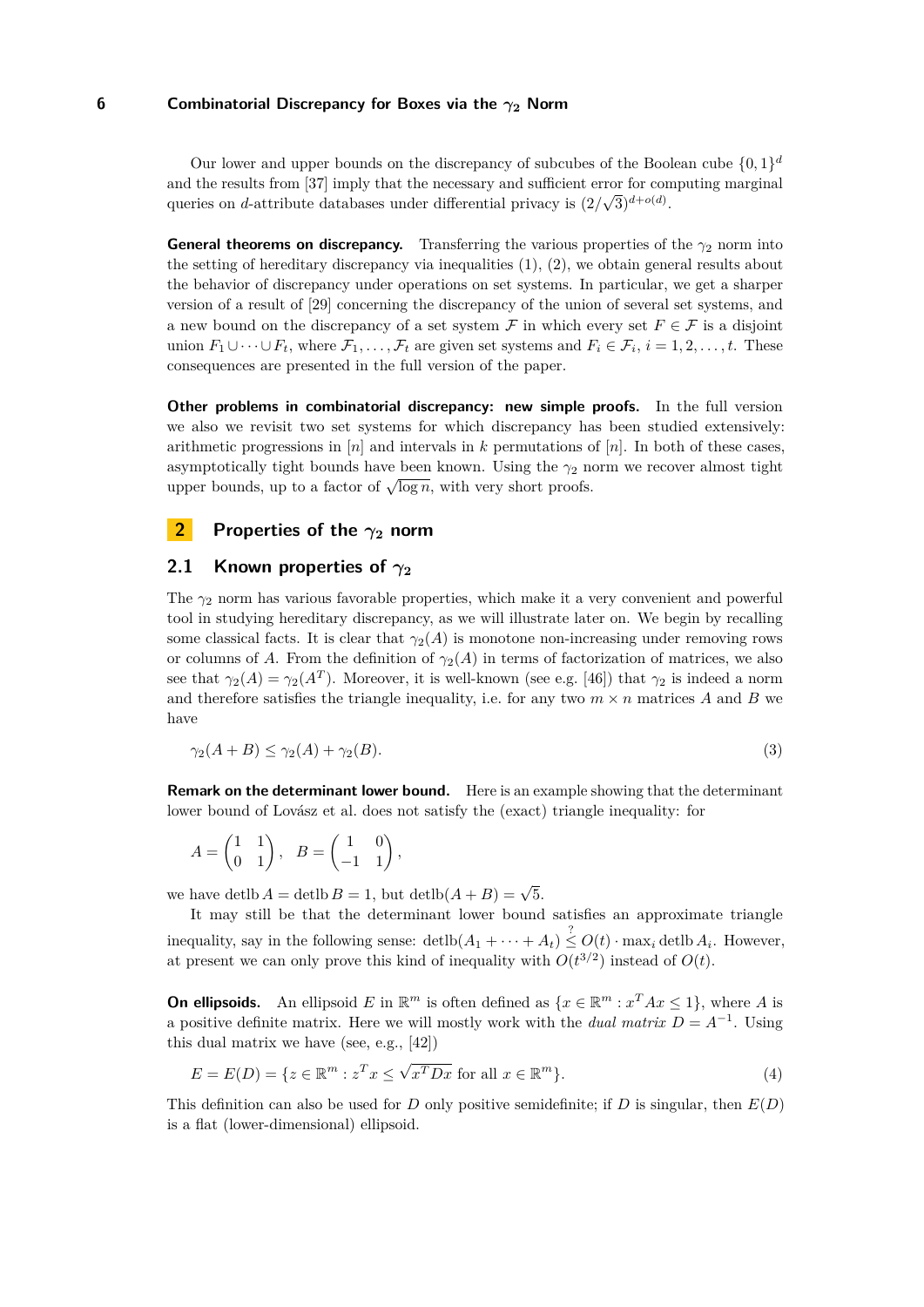Our lower and upper bounds on the discrepancy of subcubes of the Boolean cube $\{0,1\}^d$ and the results from [37] imply that the necessary and sufficient error for computing marginal queries on $d$-attribute databases under differential privacy is $(2/\sqrt{3})^{d+o(d)}$.

**General theorems on discrepancy.** Transferring the various properties of the $\gamma_2$ norm into the setting of hereditary discrepancy via inequalities (1), (2), we obtain general results about the behavior of discrepancy under operations on set systems. In particular, we get a sharper version of a result of [29] concerning the discrepancy of the union of several set systems, and a new bound on the discrepancy of a set system $\mathcal{F}$ in which every set $F \in \mathcal{F}$ is a disjoint union $F_1 \cup \cdots \cup F_t$, where $\mathcal{F}_1, \ldots, \mathcal{F}_t$ are given set systems and $F_i \in \mathcal{F}_i$, $i = 1, 2, \ldots, t$. These consequences are presented in the full version of the paper.

**Other problems in combinatorial discrepancy: new simple proofs.** In the full version we also we revisit two set systems for which discrepancy has been studied extensively: arithmetic progressions in $[n]$ and intervals in $k$ permutations of $[n]$. In both of these cases, asymptotically tight bounds have been known. Using the $\gamma_2$ norm we recover almost tight upper bounds, up to a factor of $\sqrt{\log n}$, with very short proofs.

# 2 Properties of the $\gamma_2$ norm

## 2.1 Known properties of $\gamma_2$

The $\gamma_2$ norm has various favorable properties, which make it a very convenient and powerful tool in studying hereditary discrepancy, as we will illustrate later on. We begin by recalling some classical facts. It is clear that $\gamma_2(A)$ is monotone non-increasing under removing rows or columns of $A$. From the definition of $\gamma_2(A)$ in terms of factorization of matrices, we also see that $\gamma_2(A) = \gamma_2(A^T)$. Moreover, it is well-known (see e.g. [46]) that $\gamma_2$ is indeed a norm and therefore satisfies the triangle inequality, i.e. for any two $m \times n$ matrices $A$ and $B$ we have

$$\gamma_2(A + B) \le \gamma_2(A) + \gamma_2(B). \tag{3}$$

**Remark on the determinant lower bound.** Here is an example showing that the determinant lower bound of Lovász et al. does not satisfy the (exact) triangle inequality: for

$$A = \begin{pmatrix} 1 & 1 \\ 0 & 1 \end{pmatrix}, \quad B = \begin{pmatrix} 1 & 0 \\ -1 & 1 \end{pmatrix},$$

we have $\operatorname{detlb} A = \operatorname{detlb} B = 1$, but $\operatorname{detlb}(A+B) = \sqrt{5}$.

It may still be that the determinant lower bound satisfies an approximate triangle inequality, say in the following sense: $\operatorname{detlb}(A_1 + \cdots + A_t) \overset{?}{\le} O(t) \cdot \max_i \operatorname{detlb} A_i$. However, at present we can only prove this kind of inequality with $O(t^{3/2})$ instead of $O(t)$.

**On ellipsoids.** An ellipsoid $E$ in $\mathbb{R}^m$ is often defined as $\{x \in \mathbb{R}^m : x^T A x \le 1\}$, where $A$ is a positive definite matrix. Here we will mostly work with the *dual matrix* $D = A^{-1}$. Using this dual matrix we have (see, e.g., [42])

$$E = E(D) = \{z \in \mathbb{R}^m : z^T x \le \sqrt{x^T D x} \text{ for all } x \in \mathbb{R}^m\}. \tag{4}$$

This definition can also be used for $D$ only positive semidefinite; if $D$ is singular, then $E(D)$ is a flat (lower-dimensional) ellipsoid.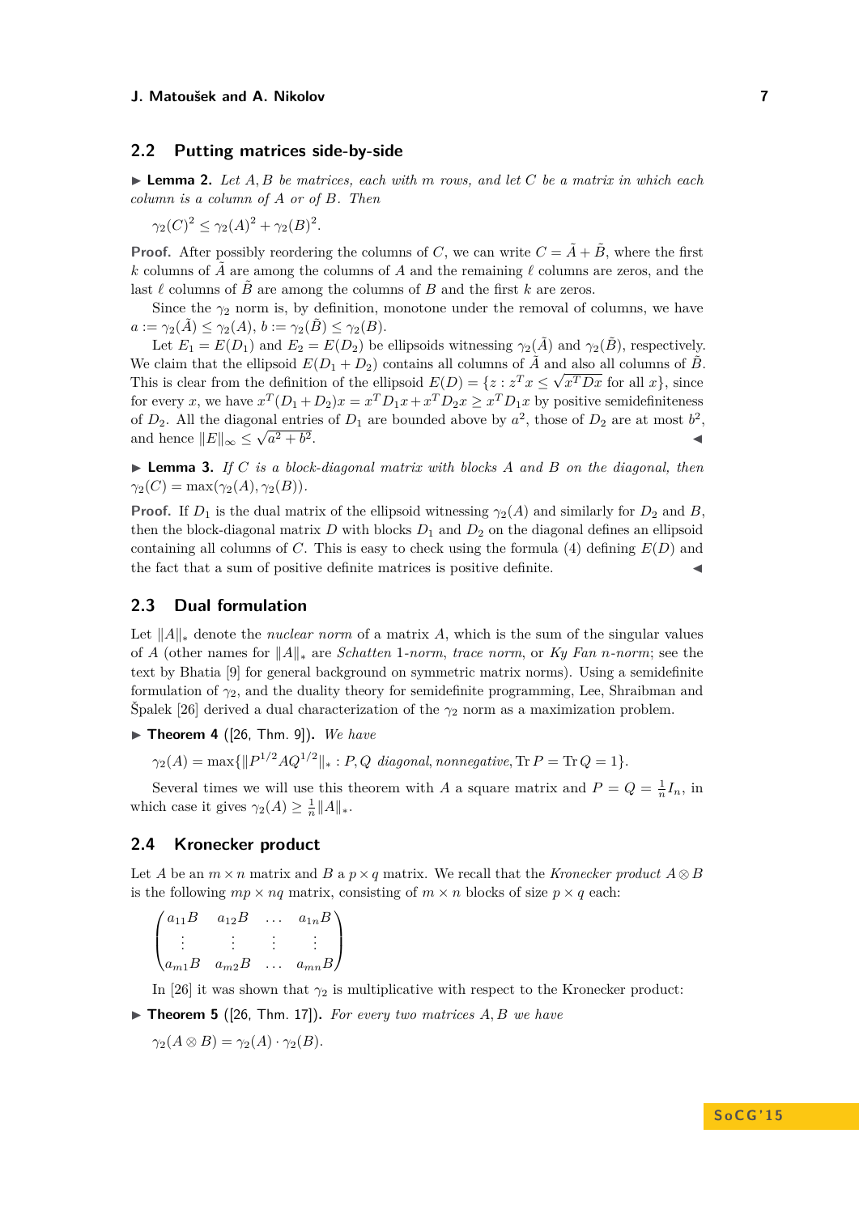## 2.2 Putting matrices side-by-side

▶ **Lemma 2.** *Let $A, B$ be matrices, each with $m$ rows, and let $C$ be a matrix in which each column is a column of $A$ or of $B$. Then*

$$\gamma_2(C)^2 \leq \gamma_2(A)^2 + \gamma_2(B)^2.$$

**Proof.** After possibly reordering the columns of $C$, we can write $C = \tilde{A} + \tilde{B}$, where the first $k$ columns of $\tilde{A}$ are among the columns of $A$ and the remaining $\ell$ columns are zeros, and the last $\ell$ columns of $\tilde{B}$ are among the columns of $B$ and the first $k$ are zeros.

Since the $\gamma_2$ norm is, by definition, monotone under the removal of columns, we have $a := \gamma_2(\tilde{A}) \leq \gamma_2(A)$, $b := \gamma_2(\tilde{B}) \leq \gamma_2(B)$.

Let $E_1 = E(D_1)$ and $E_2 = E(D_2)$ be ellipsoids witnessing $\gamma_2(\tilde{A})$ and $\gamma_2(\tilde{B})$, respectively. We claim that the ellipsoid $E(D_1 + D_2)$ contains all columns of $\tilde{A}$ and also all columns of $\tilde{B}$. This is clear from the definition of the ellipsoid $E(D) = \{z : z^T x \leq \sqrt{x^T D x} \text{ for all } x\}$, since for every $x$, we have $x^T(D_1 + D_2)x = x^T D_1 x + x^T D_2 x \geq x^T D_1 x$ by positive semidefiniteness of $D_2$. All the diagonal entries of $D_1$ are bounded above by $a^2$, those of $D_2$ are at most $b^2$, and hence $\|E\|_\infty \leq \sqrt{a^2 + b^2}$. ◀

▶ **Lemma 3.** *If $C$ is a block-diagonal matrix with blocks $A$ and $B$ on the diagonal, then $\gamma_2(C) = \max(\gamma_2(A), \gamma_2(B))$.*

**Proof.** If $D_1$ is the dual matrix of the ellipsoid witnessing $\gamma_2(A)$ and similarly for $D_2$ and $B$, then the block-diagonal matrix $D$ with blocks $D_1$ and $D_2$ on the diagonal defines an ellipsoid containing all columns of $C$. This is easy to check using the formula (4) defining $E(D)$ and the fact that a sum of positive definite matrices is positive definite. ◀

## 2.3 Dual formulation

Let $\|A\|_*$ denote the *nuclear norm* of a matrix $A$, which is the sum of the singular values of $A$ (other names for $\|A\|_*$ are *Schatten* 1*-norm*, *trace norm*, or *Ky Fan* $n$*-norm*; see the text by Bhatia [9] for general background on symmetric matrix norms). Using a semidefinite formulation of $\gamma_2$, and the duality theory for semidefinite programming, Lee, Shraibman and Špalek [26] derived a dual characterization of the $\gamma_2$ norm as a maximization problem.

▶ **Theorem 4** ([26, Thm. 9])**.** *We have*

$$\gamma_2(A) = \max\{\|P^{1/2} A Q^{1/2}\|_* : P, Q \text{ diagonal, nonnegative}, \operatorname{Tr} P = \operatorname{Tr} Q = 1\}.$$

Several times we will use this theorem with $A$ a square matrix and $P = Q = \frac{1}{n} I_n$, in which case it gives $\gamma_2(A) \geq \frac{1}{n}\|A\|_*$.

## 2.4 Kronecker product

Let $A$ be an $m \times n$ matrix and $B$ a $p \times q$ matrix. We recall that the *Kronecker product* $A \otimes B$ is the following $mp \times nq$ matrix, consisting of $m \times n$ blocks of size $p \times q$ each:

$$\begin{pmatrix} a_{11}B & a_{12}B & \dots & a_{1n}B \\ \vdots & \vdots & \vdots & \vdots \\ a_{m1}B & a_{m2}B & \dots & a_{mn}B \end{pmatrix}$$

In [26] it was shown that $\gamma_2$ is multiplicative with respect to the Kronecker product:

▶ **Theorem 5** ([26, Thm. 17])**.** *For every two matrices $A, B$ we have*

$$\gamma_2(A \otimes B) = \gamma_2(A) \cdot \gamma_2(B).$$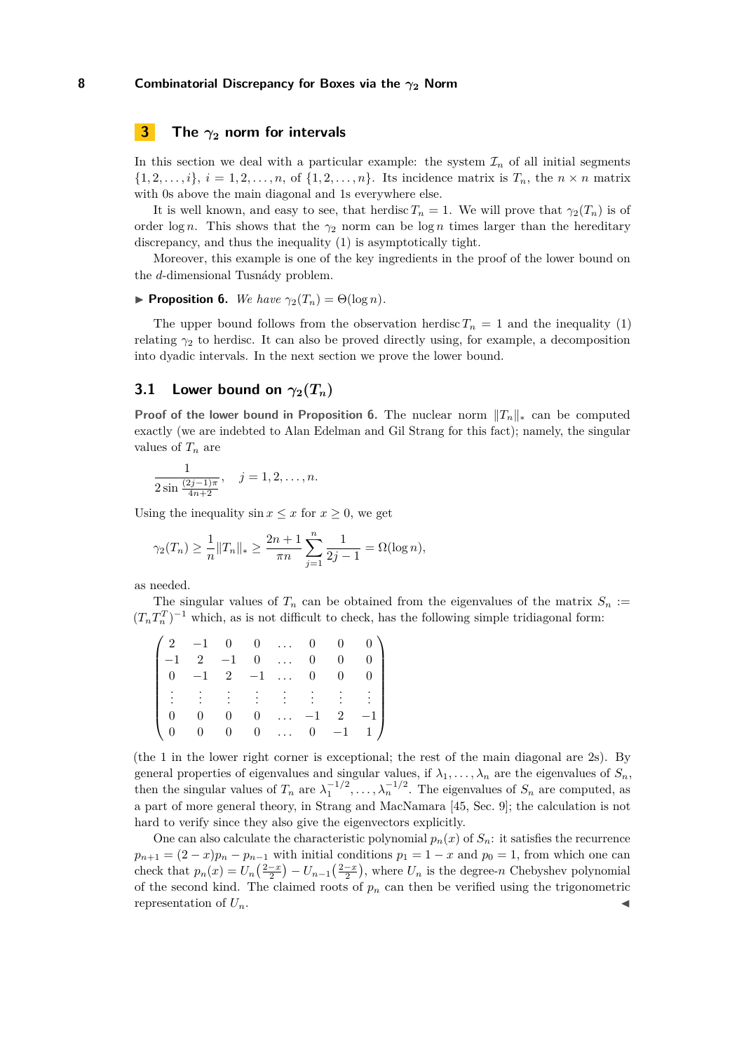## 3 The $\gamma_2$ norm for intervals

In this section we deal with a particular example: the system $\mathcal{I}_n$ of all initial segments $\{1, 2, \dots, i\}$, $i = 1, 2, \dots, n$, of $\{1, 2, \dots, n\}$. Its incidence matrix is $T_n$, the $n \times n$ matrix with 0s above the main diagonal and 1s everywhere else.

It is well known, and easy to see, that $\operatorname{herdisc} T_n = 1$. We will prove that $\gamma_2(T_n)$ is of order $\log n$. This shows that the $\gamma_2$ norm can be $\log n$ times larger than the hereditary discrepancy, and thus the inequality (1) is asymptotically tight.

Moreover, this example is one of the key ingredients in the proof of the lower bound on the $d$-dimensional Tusnády problem.

▶ **Proposition 6.** *We have $\gamma_2(T_n) = \Theta(\log n)$.*

The upper bound follows from the observation $\operatorname{herdisc} T_n = 1$ and the inequality (1) relating $\gamma_2$ to herdisc. It can also be proved directly using, for example, a decomposition into dyadic intervals. In the next section we prove the lower bound.

### 3.1 Lower bound on $\gamma_2(T_n)$

**Proof of the lower bound in Proposition 6.** The nuclear norm $\|T_n\|_*$ can be computed exactly (we are indebted to Alan Edelman and Gil Strang for this fact); namely, the singular values of $T_n$ are

$$\frac{1}{2\sin\frac{(2j-1)\pi}{4n+2}}, \quad j = 1, 2, \dots, n.$$

Using the inequality $\sin x \le x$ for $x \ge 0$, we get

$$\gamma_2(T_n) \ge \frac{1}{n}\|T_n\|_* \ge \frac{2n+1}{\pi n}\sum_{j=1}^{n}\frac{1}{2j-1} = \Omega(\log n),$$

as needed.

The singular values of $T_n$ can be obtained from the eigenvalues of the matrix $S_n := (T_n T_n^T)^{-1}$ which, as is not difficult to check, has the following simple tridiagonal form:

$$\begin{pmatrix}
2 & -1 & 0 & 0 & \dots & 0 & 0 & 0 \\
-1 & 2 & -1 & 0 & \dots & 0 & 0 & 0 \\
0 & -1 & 2 & -1 & \dots & 0 & 0 & 0 \\
\vdots & \vdots & \vdots & \vdots & \vdots & \vdots & \vdots & \vdots \\
0 & 0 & 0 & 0 & \dots & -1 & 2 & -1 \\
0 & 0 & 0 & 0 & \dots & 0 & -1 & 1
\end{pmatrix}$$

(the 1 in the lower right corner is exceptional; the rest of the main diagonal are 2s). By general properties of eigenvalues and singular values, if $\lambda_1, \dots, \lambda_n$ are the eigenvalues of $S_n$, then the singular values of $T_n$ are $\lambda_1^{-1/2}, \dots, \lambda_n^{-1/2}$. The eigenvalues of $S_n$ are computed, as a part of more general theory, in Strang and MacNamara [45, Sec. 9]; the calculation is not hard to verify since they also give the eigenvectors explicitly.

One can also calculate the characteristic polynomial $p_n(x)$ of $S_n$: it satisfies the recurrence $p_{n+1} = (2-x)p_n - p_{n-1}$ with initial conditions $p_1 = 1 - x$ and $p_0 = 1$, from which one can check that $p_n(x) = U_n\left(\frac{2-x}{2}\right) - U_{n-1}\left(\frac{2-x}{2}\right)$, where $U_n$ is the degree-$n$ Chebyshev polynomial of the second kind. The claimed roots of $p_n$ can then be verified using the trigonometric representation of $U_n$. ◀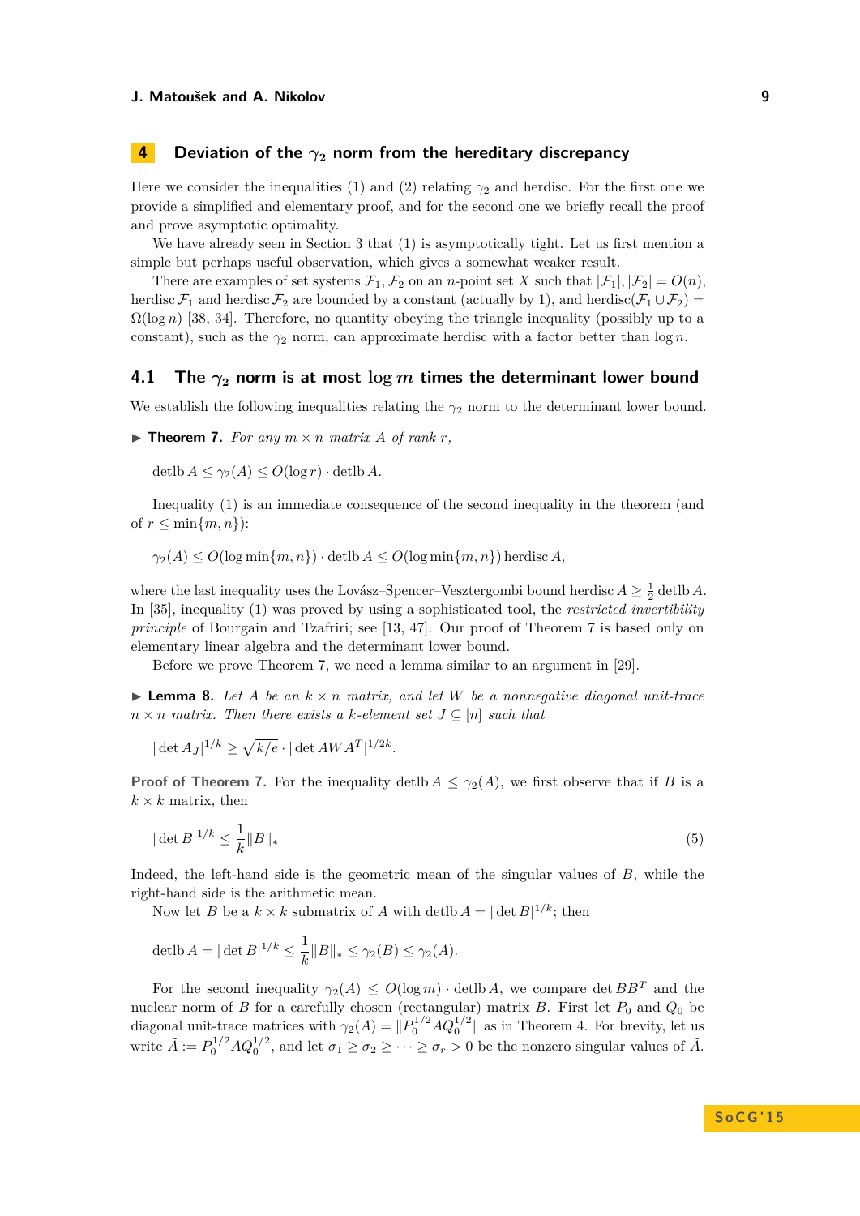## 4 Deviation of the $\gamma_2$ norm from the hereditary discrepancy

Here we consider the inequalities (1) and (2) relating $\gamma_2$ and herdisc. For the first one we provide a simplified and elementary proof, and for the second one we briefly recall the proof and prove asymptotic optimality.

We have already seen in Section 3 that (1) is asymptotically tight. Let us first mention a simple but perhaps useful observation, which gives a somewhat weaker result.

There are examples of set systems $\mathcal{F}_1, \mathcal{F}_2$ on an $n$-point set $X$ such that $|\mathcal{F}_1|, |\mathcal{F}_2| = O(n)$, herdisc $\mathcal{F}_1$ and herdisc $\mathcal{F}_2$ are bounded by a constant (actually by 1), and $\operatorname{herdisc}(\mathcal{F}_1 \cup \mathcal{F}_2) = \Omega(\log n)$ [38, 34]. Therefore, no quantity obeying the triangle inequality (possibly up to a constant), such as the $\gamma_2$ norm, can approximate herdisc with a factor better than $\log n$.

### 4.1 The $\gamma_2$ norm is at most $\log m$ times the determinant lower bound

We establish the following inequalities relating the $\gamma_2$ norm to the determinant lower bound.

▶ **Theorem 7.** *For any $m \times n$ matrix $A$ of rank $r$,*

$$\operatorname{detlb} A \le \gamma_2(A) \le O(\log r) \cdot \operatorname{detlb} A.$$

Inequality (1) is an immediate consequence of the second inequality in the theorem (and of $r \le \min\{m, n\}$):

$$\gamma_2(A) \le O(\log \min\{m, n\}) \cdot \operatorname{detlb} A \le O(\log \min\{m, n\}) \operatorname{herdisc} A,$$

where the last inequality uses the Lovász–Spencer–Vesztergombi bound herdisc $A \ge \frac{1}{2}$ detlb $A$. In [35], inequality (1) was proved by using a sophisticated tool, the *restricted invertibility principle* of Bourgain and Tzafriri; see [13, 47]. Our proof of Theorem 7 is based only on elementary linear algebra and the determinant lower bound.

Before we prove Theorem 7, we need a lemma similar to an argument in [29].

▶ **Lemma 8.** *Let $A$ be an $k \times n$ matrix, and let $W$ be a nonnegative diagonal unit-trace $n \times n$ matrix. Then there exists a $k$-element set $J \subseteq [n]$ such that*

$$|\det A_J|^{1/k} \ge \sqrt{k/e} \cdot |\det AWA^T|^{1/2k}.$$

**Proof of Theorem 7.** For the inequality $\operatorname{detlb} A \le \gamma_2(A)$, we first observe that if $B$ is a $k \times k$ matrix, then

$$|\det B|^{1/k} \le \frac{1}{k}\|B\|_* \tag{5}$$

Indeed, the left-hand side is the geometric mean of the singular values of $B$, while the right-hand side is the arithmetic mean.

Now let $B$ be a $k \times k$ submatrix of $A$ with $\operatorname{detlb} A = |\det B|^{1/k}$; then

$$\operatorname{detlb} A = |\det B|^{1/k} \le \frac{1}{k}\|B\|_* \le \gamma_2(B) \le \gamma_2(A).$$

For the second inequality $\gamma_2(A) \le O(\log m) \cdot \operatorname{detlb} A$, we compare $\det BB^T$ and the nuclear norm of $B$ for a carefully chosen (rectangular) matrix $B$. First let $P_0$ and $Q_0$ be diagonal unit-trace matrices with $\gamma_2(A) = \|P_0^{1/2} A Q_0^{1/2}\|$ as in Theorem 4. For brevity, let us write $\tilde{A} := P_0^{1/2} A Q_0^{1/2}$, and let $\sigma_1 \ge \sigma_2 \ge \cdots \ge \sigma_r > 0$ be the nonzero singular values of $\tilde{A}$.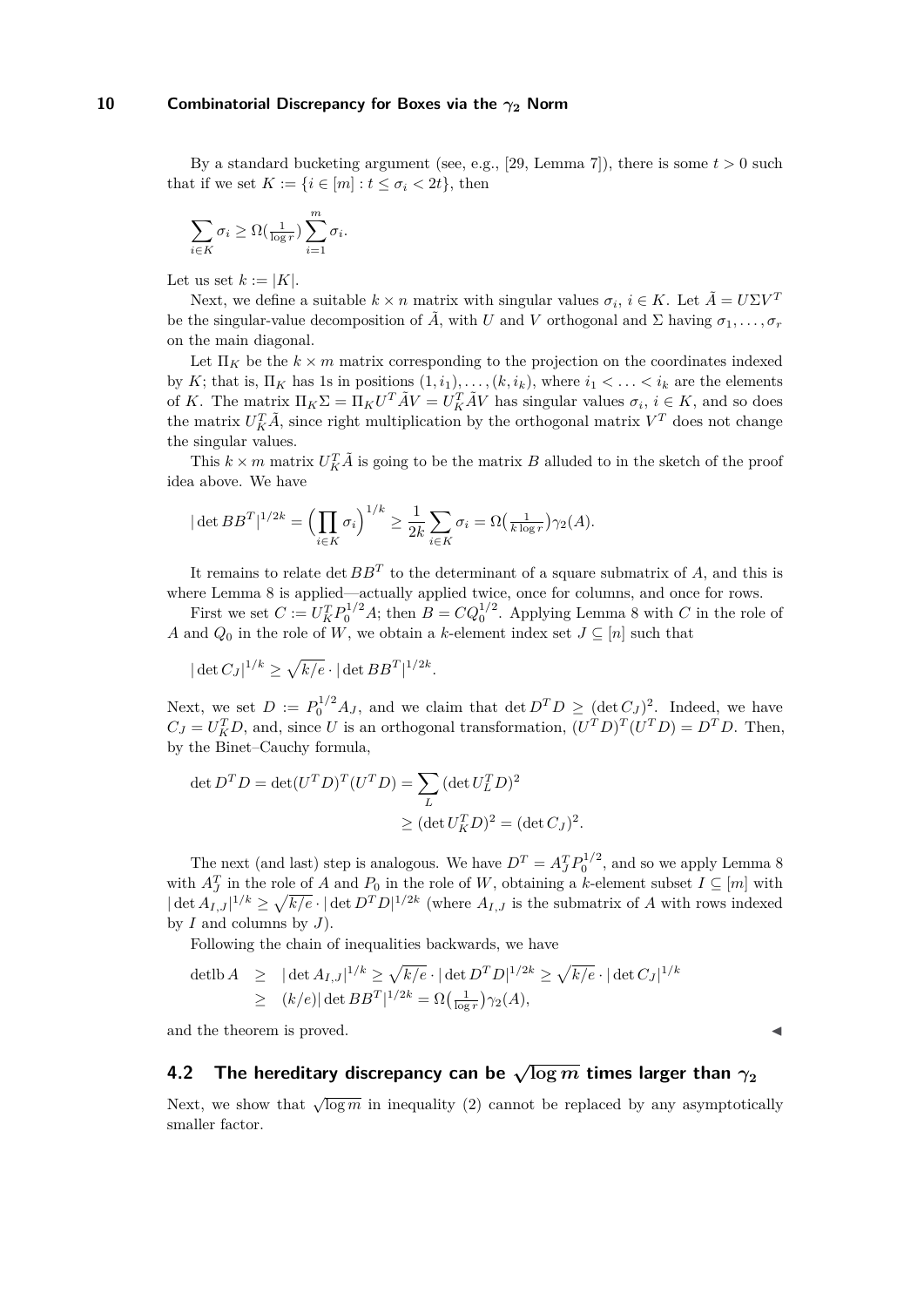By a standard bucketing argument (see, e.g., [29, Lemma 7]), there is some $t > 0$ such that if we set $K := \{i \in [m] : t \le \sigma_i < 2t\}$, then

$$\sum_{i \in K} \sigma_i \ge \Omega(\tfrac{1}{\log r}) \sum_{i=1}^{m} \sigma_i.$$

Let us set $k := |K|$.

Next, we define a suitable $k \times n$ matrix with singular values $\sigma_i$, $i \in K$. Let $\tilde{A} = U\Sigma V^T$ be the singular-value decomposition of $\tilde{A}$, with $U$ and $V$ orthogonal and $\Sigma$ having $\sigma_1, \ldots, \sigma_r$ on the main diagonal.

Let $\Pi_K$ be the $k \times m$ matrix corresponding to the projection on the coordinates indexed by $K$; that is, $\Pi_K$ has 1s in positions $(1, i_1), \ldots, (k, i_k)$, where $i_1 < \ldots < i_k$ are the elements of $K$. The matrix $\Pi_K \Sigma = \Pi_K U^T \tilde{A} V = U_K^T \tilde{A} V$ has singular values $\sigma_i$, $i \in K$, and so does the matrix $U_K^T \tilde{A}$, since right multiplication by the orthogonal matrix $V^T$ does not change the singular values.

This $k \times m$ matrix $U_K^T \tilde{A}$ is going to be the matrix $B$ alluded to in the sketch of the proof idea above. We have

$$|\det BB^T|^{1/2k} = \Big(\prod_{i \in K} \sigma_i\Big)^{1/k} \ge \frac{1}{2k} \sum_{i \in K} \sigma_i = \Omega\big(\tfrac{1}{k \log r}\big)\gamma_2(A).$$

It remains to relate $\det BB^T$ to the determinant of a square submatrix of $A$, and this is where Lemma 8 is applied—actually applied twice, once for columns, and once for rows.

First we set $C := U_K^T P_0^{1/2} A$; then $B = C Q_0^{1/2}$. Applying Lemma 8 with $C$ in the role of $A$ and $Q_0$ in the role of $W$, we obtain a $k$-element index set $J \subseteq [n]$ such that

$$|\det C_J|^{1/k} \ge \sqrt{k/e} \cdot |\det BB^T|^{1/2k}.$$

Next, we set $D := P_0^{1/2} A_J$, and we claim that $\det D^T D \ge (\det C_J)^2$. Indeed, we have $C_J = U_K^T D$, and, since $U$ is an orthogonal transformation, $(U^T D)^T (U^T D) = D^T D$. Then, by the Binet–Cauchy formula,

$$\begin{aligned}\det D^T D = \det (U^T D)^T (U^T D) &= \sum_{L} (\det U_L^T D)^2 \\ &\ge (\det U_K^T D)^2 = (\det C_J)^2.\end{aligned}$$

The next (and last) step is analogous. We have $D^T = A_J^T P_0^{1/2}$, and so we apply Lemma 8 with $A_J^T$ in the role of $A$ and $P_0$ in the role of $W$, obtaining a $k$-element subset $I \subseteq [m]$ with $|\det A_{I,J}|^{1/k} \ge \sqrt{k/e} \cdot |\det D^T D|^{1/2k}$ (where $A_{I,J}$ is the submatrix of $A$ with rows indexed by $I$ and columns by $J$).

Following the chain of inequalities backwards, we have

$$\begin{aligned}\operatorname{detlb} A &\ge |\det A_{I,J}|^{1/k} \ge \sqrt{k/e} \cdot |\det D^T D|^{1/2k} \ge \sqrt{k/e} \cdot |\det C_J|^{1/k} \\ &\ge (k/e) |\det BB^T|^{1/2k} = \Omega\big(\tfrac{1}{\log r}\big)\gamma_2(A),\end{aligned}$$

and the theorem is proved. ◀

## 4.2 The hereditary discrepancy can be $\sqrt{\log m}$ times larger than $\gamma_2$

Next, we show that $\sqrt{\log m}$ in inequality (2) cannot be replaced by any asymptotically smaller factor.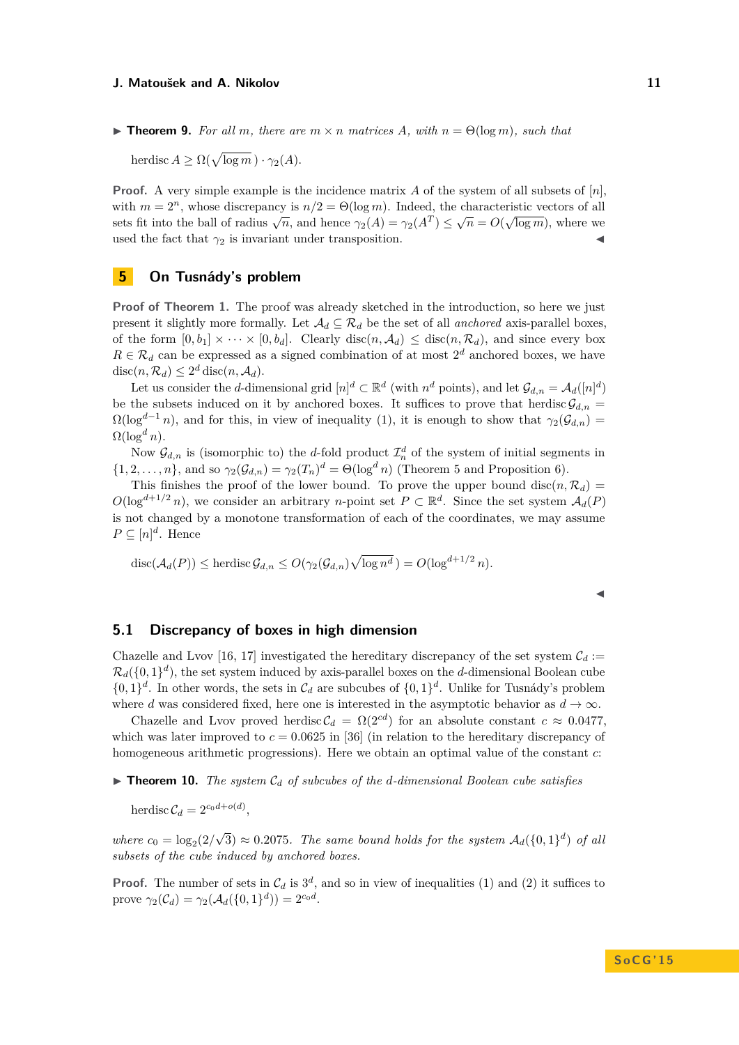▶ **Theorem 9.** *For all $m$, there are $m \times n$ matrices $A$, with $n = \Theta(\log m)$, such that*

$$\operatorname{herdisc} A \geq \Omega(\sqrt{\log m}\,) \cdot \gamma_2(A).$$

**Proof.** A very simple example is the incidence matrix $A$ of the system of all subsets of $[n]$, with $m = 2^n$, whose discrepancy is $n/2 = \Theta(\log m)$. Indeed, the characteristic vectors of all sets fit into the ball of radius $\sqrt{n}$, and hence $\gamma_2(A) = \gamma_2(A^T) \leq \sqrt{n} = O(\sqrt{\log m})$, where we used the fact that $\gamma_2$ is invariant under transposition. ◀

## 5 On Tusnády's problem

**Proof of Theorem 1.** The proof was already sketched in the introduction, so here we just present it slightly more formally. Let $\mathcal{A}_d \subseteq \mathcal{R}_d$ be the set of all *anchored* axis-parallel boxes, of the form $[0, b_1] \times \cdots \times [0, b_d]$. Clearly $\operatorname{disc}(n, \mathcal{A}_d) \leq \operatorname{disc}(n, \mathcal{R}_d)$, and since every box $R \in \mathcal{R}_d$ can be expressed as a signed combination of at most $2^d$ anchored boxes, we have $\operatorname{disc}(n, \mathcal{R}_d) \leq 2^d \operatorname{disc}(n, \mathcal{A}_d)$.

Let us consider the $d$-dimensional grid $[n]^d \subset \mathbb{R}^d$ (with $n^d$ points), and let $\mathcal{G}_{d,n} = \mathcal{A}_d([n]^d)$ be the subsets induced on it by anchored boxes. It suffices to prove that $\operatorname{herdisc} \mathcal{G}_{d,n} = \Omega(\log^{d-1} n)$, and for this, in view of inequality (1), it is enough to show that $\gamma_2(\mathcal{G}_{d,n}) = \Omega(\log^d n)$.

Now $\mathcal{G}_{d,n}$ is (isomorphic to) the $d$-fold product $\mathcal{I}_n^d$ of the system of initial segments in $\{1, 2, \ldots, n\}$, and so $\gamma_2(\mathcal{G}_{d,n}) = \gamma_2(T_n)^d = \Theta(\log^d n)$ (Theorem 5 and Proposition 6).

This finishes the proof of the lower bound. To prove the upper bound $\operatorname{disc}(n, \mathcal{R}_d) = O(\log^{d+1/2} n)$, we consider an arbitrary $n$-point set $P \subset \mathbb{R}^d$. Since the set system $\mathcal{A}_d(P)$ is not changed by a monotone transformation of each of the coordinates, we may assume $P \subseteq [n]^d$. Hence

$$\operatorname{disc}(\mathcal{A}_d(P)) \leq \operatorname{herdisc} \mathcal{G}_{d,n} \leq O(\gamma_2(\mathcal{G}_{d,n}) \sqrt{\log n^d}\,) = O(\log^{d+1/2} n).$$

◀

### 5.1 Discrepancy of boxes in high dimension

Chazelle and Lvov [16, 17] investigated the hereditary discrepancy of the set system $\mathcal{C}_d := \mathcal{R}_d(\{0,1\}^d)$, the set system induced by axis-parallel boxes on the $d$-dimensional Boolean cube $\{0,1\}^d$. In other words, the sets in $\mathcal{C}_d$ are subcubes of $\{0,1\}^d$. Unlike for Tusnády's problem where $d$ was considered fixed, here one is interested in the asymptotic behavior as $d \to \infty$.

Chazelle and Lvov proved $\operatorname{herdisc} \mathcal{C}_d = \Omega(2^{cd})$ for an absolute constant $c \approx 0.0477$, which was later improved to $c = 0.0625$ in [36] (in relation to the hereditary discrepancy of homogeneous arithmetic progressions). Here we obtain an optimal value of the constant $c$:

▶ **Theorem 10.** *The system $\mathcal{C}_d$ of subcubes of the $d$-dimensional Boolean cube satisfies*

$$\operatorname{herdisc} \mathcal{C}_d = 2^{c_0 d + o(d)},$$

*where $c_0 = \log_2(2/\sqrt{3}) \approx 0.2075$. The same bound holds for the system $\mathcal{A}_d(\{0,1\}^d)$ of all subsets of the cube induced by anchored boxes.*

**Proof.** The number of sets in $\mathcal{C}_d$ is $3^d$, and so in view of inequalities (1) and (2) it suffices to prove $\gamma_2(\mathcal{C}_d) = \gamma_2(\mathcal{A}_d(\{0,1\}^d)) = 2^{c_0 d}$.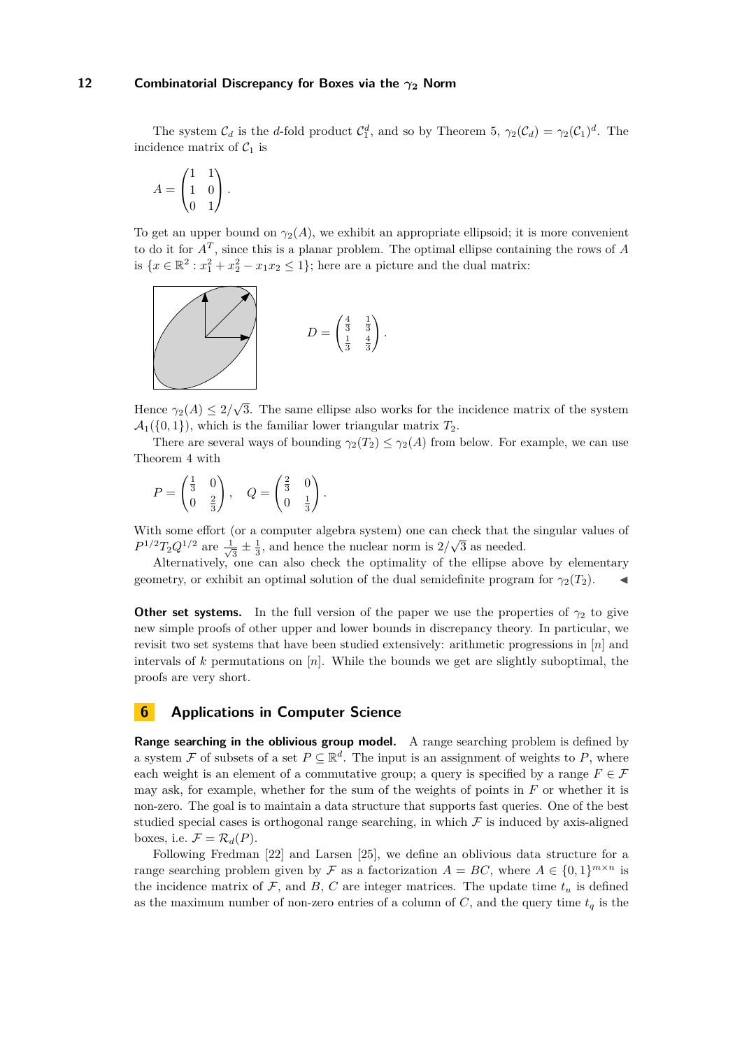The system $\mathcal{C}_d$ is the $d$-fold product $\mathcal{C}_1^d$, and so by Theorem 5, $\gamma_2(\mathcal{C}_d) = \gamma_2(\mathcal{C}_1)^d$. The incidence matrix of $\mathcal{C}_1$ is

$$A = \begin{pmatrix} 1 & 1 \\ 1 & 0 \\ 0 & 1 \end{pmatrix}.$$

To get an upper bound on $\gamma_2(A)$, we exhibit an appropriate ellipsoid; it is more convenient to do it for $A^T$, since this is a planar problem. The optimal ellipse containing the rows of $A$ is $\{x \in \mathbb{R}^2 : x_1^2 + x_2^2 - x_1 x_2 \le 1\}$; here are a picture and the dual matrix:

$$D = \begin{pmatrix} \frac{4}{3} & \frac{1}{3} \\ \frac{1}{3} & \frac{4}{3} \end{pmatrix}.$$

Hence $\gamma_2(A) \le 2/\sqrt{3}$. The same ellipse also works for the incidence matrix of the system $\mathcal{A}_1(\{0,1\})$, which is the familiar lower triangular matrix $T_2$.

There are several ways of bounding $\gamma_2(T_2) \le \gamma_2(A)$ from below. For example, we can use Theorem 4 with

$$P = \begin{pmatrix} \frac{1}{3} & 0 \\ 0 & \frac{2}{3} \end{pmatrix}, \quad Q = \begin{pmatrix} \frac{2}{3} & 0 \\ 0 & \frac{1}{3} \end{pmatrix}.$$

With some effort (or a computer algebra system) one can check that the singular values of $P^{1/2} T_2 Q^{1/2}$ are $\frac{1}{\sqrt{3}} \pm \frac{1}{3}$, and hence the nuclear norm is $2/\sqrt{3}$ as needed.

Alternatively, one can also check the optimality of the ellipse above by elementary geometry, or exhibit an optimal solution of the dual semidefinite program for $\gamma_2(T_2)$. ◀

**Other set systems.** In the full version of the paper we use the properties of $\gamma_2$ to give new simple proofs of other upper and lower bounds in discrepancy theory. In particular, we revisit two set systems that have been studied extensively: arithmetic progressions in $[n]$ and intervals of $k$ permutations on $[n]$. While the bounds we get are slightly suboptimal, the proofs are very short.

## 6 Applications in Computer Science

**Range searching in the oblivious group model.** A range searching problem is defined by a system $\mathcal{F}$ of subsets of a set $P \subseteq \mathbb{R}^d$. The input is an assignment of weights to $P$, where each weight is an element of a commutative group; a query is specified by a range $F \in \mathcal{F}$ may ask, for example, whether for the sum of the weights of points in $F$ or whether it is non-zero. The goal is to maintain a data structure that supports fast queries. One of the best studied special cases is orthogonal range searching, in which $\mathcal{F}$ is induced by axis-aligned boxes, i.e. $\mathcal{F} = \mathcal{R}_d(P)$.

Following Fredman [22] and Larsen [25], we define an oblivious data structure for a range searching problem given by $\mathcal{F}$ as a factorization $A = BC$, where $A \in \{0,1\}^{m \times n}$ is the incidence matrix of $\mathcal{F}$, and $B$, $C$ are integer matrices. The update time $t_u$ is defined as the maximum number of non-zero entries of a column of $C$, and the query time $t_q$ is the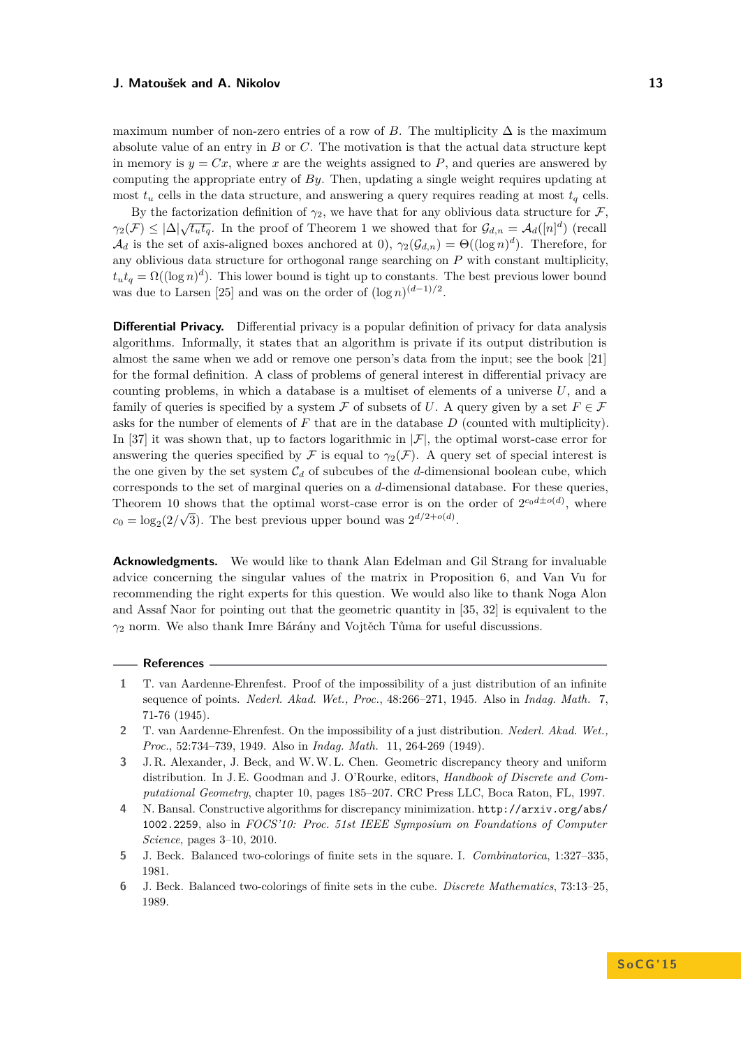maximum number of non-zero entries of a row of $B$. The multiplicity $\Delta$ is the maximum absolute value of an entry in $B$ or $C$. The motivation is that the actual data structure kept in memory is $y = Cx$, where $x$ are the weights assigned to $P$, and queries are answered by computing the appropriate entry of $By$. Then, updating a single weight requires updating at most $t_u$ cells in the data structure, and answering a query requires reading at most $t_q$ cells.

By the factorization definition of $\gamma_2$, we have that for any oblivious data structure for $\mathcal{F}$, $\gamma_2(\mathcal{F}) \le |\Delta|\sqrt{t_u t_q}$. In the proof of Theorem 1 we showed that for $\mathcal{G}_{d,n} = \mathcal{A}_d([n]^d)$ (recall $\mathcal{A}_d$ is the set of axis-aligned boxes anchored at 0), $\gamma_2(\mathcal{G}_{d,n}) = \Theta((\log n)^d)$. Therefore, for any oblivious data structure for orthogonal range searching on $P$ with constant multiplicity, $t_u t_q = \Omega((\log n)^d)$. This lower bound is tight up to constants. The best previous lower bound was due to Larsen [25] and was on the order of $(\log n)^{(d-1)/2}$.

**Differential Privacy.** Differential privacy is a popular definition of privacy for data analysis algorithms. Informally, it states that an algorithm is private if its output distribution is almost the same when we add or remove one person's data from the input; see the book [21] for the formal definition. A class of problems of general interest in differential privacy are counting problems, in which a database is a multiset of elements of a universe $U$, and a family of queries is specified by a system $\mathcal{F}$ of subsets of $U$. A query given by a set $F \in \mathcal{F}$ asks for the number of elements of $F$ that are in the database $D$ (counted with multiplicity). In [37] it was shown that, up to factors logarithmic in $|\mathcal{F}|$, the optimal worst-case error for answering the queries specified by $\mathcal{F}$ is equal to $\gamma_2(\mathcal{F})$. A query set of special interest is the one given by the set system $\mathcal{C}_d$ of subcubes of the $d$-dimensional boolean cube, which corresponds to the set of marginal queries on a $d$-dimensional database. For these queries, Theorem 10 shows that the optimal worst-case error is on the order of $2^{c_0 d \pm o(d)}$, where $c_0 = \log_2(2/\sqrt{3})$. The best previous upper bound was $2^{d/2+o(d)}$.

**Acknowledgments.** We would like to thank Alan Edelman and Gil Strang for invaluable advice concerning the singular values of the matrix in Proposition 6, and Van Vu for recommending the right experts for this question. We would also like to thank Noga Alon and Assaf Naor for pointing out that the geometric quantity in [35, 32] is equivalent to the $\gamma_2$ norm. We also thank Imre Bárány and Vojtěch Tůma for useful discussions.

## References

1. T. van Aardenne-Ehrenfest. Proof of the impossibility of a just distribution of an infinite sequence of points. *Nederl. Akad. Wet., Proc.*, 48:266–271, 1945. Also in *Indag. Math.* 7, 71-76 (1945).
2. T. van Aardenne-Ehrenfest. On the impossibility of a just distribution. *Nederl. Akad. Wet., Proc.*, 52:734–739, 1949. Also in *Indag. Math.* 11, 264-269 (1949).
3. J. R. Alexander, J. Beck, and W. W. L. Chen. Geometric discrepancy theory and uniform distribution. In J. E. Goodman and J. O'Rourke, editors, *Handbook of Discrete and Computational Geometry*, chapter 10, pages 185–207. CRC Press LLC, Boca Raton, FL, 1997.
4. N. Bansal. Constructive algorithms for discrepancy minimization. `http://arxiv.org/abs/1002.2259`, also in *FOCS'10: Proc. 51st IEEE Symposium on Foundations of Computer Science*, pages 3–10, 2010.
5. J. Beck. Balanced two-colorings of finite sets in the square. I. *Combinatorica*, 1:327–335, 1981.
6. J. Beck. Balanced two-colorings of finite sets in the cube. *Discrete Mathematics*, 73:13–25, 1989.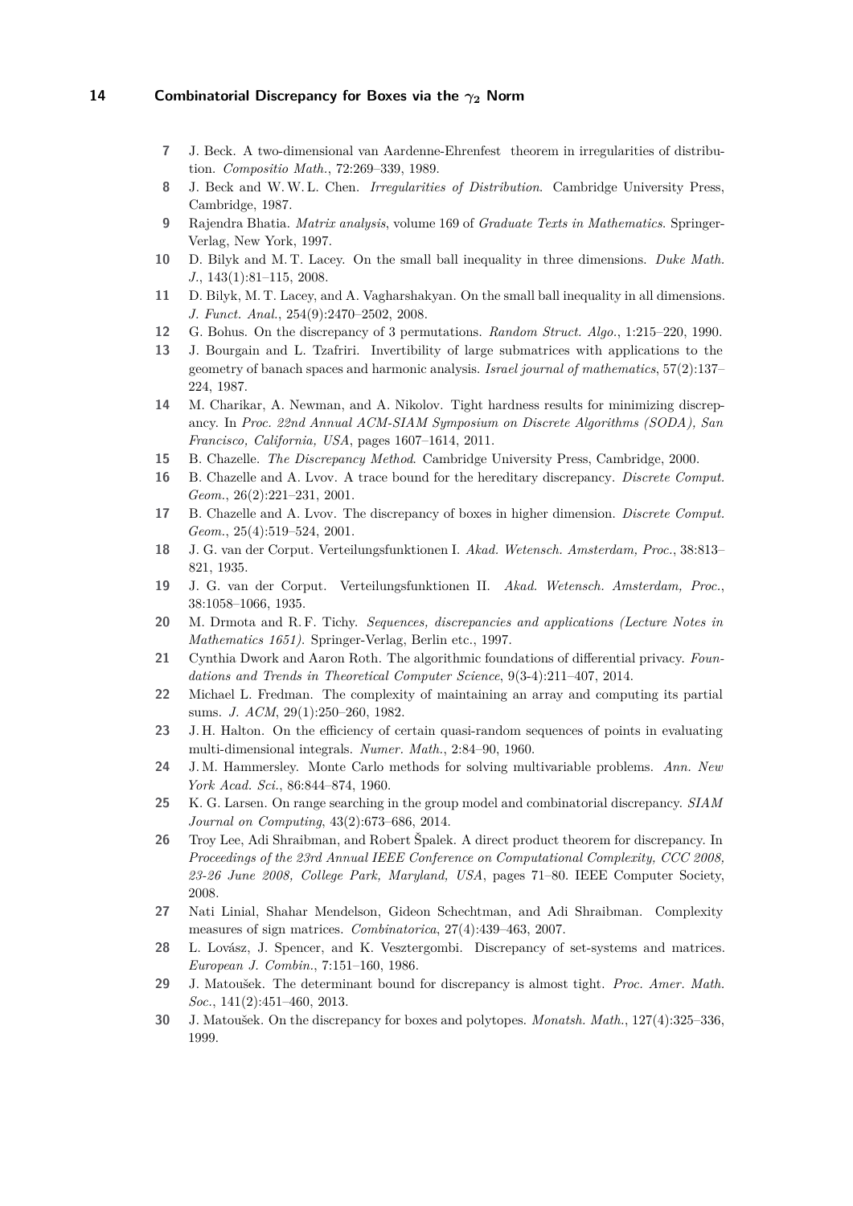7 J. Beck. A two-dimensional van Aardenne-Ehrenfest theorem in irregularities of distribution. *Compositio Math.*, 72:269–339, 1989.

8 J. Beck and W. W. L. Chen. *Irregularities of Distribution*. Cambridge University Press, Cambridge, 1987.

9 Rajendra Bhatia. *Matrix analysis*, volume 169 of *Graduate Texts in Mathematics*. Springer-Verlag, New York, 1997.

10 D. Bilyk and M. T. Lacey. On the small ball inequality in three dimensions. *Duke Math. J.*, 143(1):81–115, 2008.

11 D. Bilyk, M. T. Lacey, and A. Vagharshakyan. On the small ball inequality in all dimensions. *J. Funct. Anal.*, 254(9):2470–2502, 2008.

12 G. Bohus. On the discrepancy of 3 permutations. *Random Struct. Algo.*, 1:215–220, 1990.

13 J. Bourgain and L. Tzafriri. Invertibility of large submatrices with applications to the geometry of banach spaces and harmonic analysis. *Israel journal of mathematics*, 57(2):137–224, 1987.

14 M. Charikar, A. Newman, and A. Nikolov. Tight hardness results for minimizing discrepancy. In *Proc. 22nd Annual ACM-SIAM Symposium on Discrete Algorithms (SODA), San Francisco, California, USA*, pages 1607–1614, 2011.

15 B. Chazelle. *The Discrepancy Method*. Cambridge University Press, Cambridge, 2000.

16 B. Chazelle and A. Lvov. A trace bound for the hereditary discrepancy. *Discrete Comput. Geom.*, 26(2):221–231, 2001.

17 B. Chazelle and A. Lvov. The discrepancy of boxes in higher dimension. *Discrete Comput. Geom.*, 25(4):519–524, 2001.

18 J. G. van der Corput. Verteilungsfunktionen I. *Akad. Wetensch. Amsterdam, Proc.*, 38:813–821, 1935.

19 J. G. van der Corput. Verteilungsfunktionen II. *Akad. Wetensch. Amsterdam, Proc.*, 38:1058–1066, 1935.

20 M. Drmota and R. F. Tichy. *Sequences, discrepancies and applications (Lecture Notes in Mathematics 1651)*. Springer-Verlag, Berlin etc., 1997.

21 Cynthia Dwork and Aaron Roth. The algorithmic foundations of differential privacy. *Foundations and Trends in Theoretical Computer Science*, 9(3-4):211–407, 2014.

22 Michael L. Fredman. The complexity of maintaining an array and computing its partial sums. *J. ACM*, 29(1):250–260, 1982.

23 J. H. Halton. On the efficiency of certain quasi-random sequences of points in evaluating multi-dimensional integrals. *Numer. Math.*, 2:84–90, 1960.

24 J. M. Hammersley. Monte Carlo methods for solving multivariable problems. *Ann. New York Acad. Sci.*, 86:844–874, 1960.

25 K. G. Larsen. On range searching in the group model and combinatorial discrepancy. *SIAM Journal on Computing*, 43(2):673–686, 2014.

26 Troy Lee, Adi Shraibman, and Robert Špalek. A direct product theorem for discrepancy. In *Proceedings of the 23rd Annual IEEE Conference on Computational Complexity, CCC 2008, 23-26 June 2008, College Park, Maryland, USA*, pages 71–80. IEEE Computer Society, 2008.

27 Nati Linial, Shahar Mendelson, Gideon Schechtman, and Adi Shraibman. Complexity measures of sign matrices. *Combinatorica*, 27(4):439–463, 2007.

28 L. Lovász, J. Spencer, and K. Vesztergombi. Discrepancy of set-systems and matrices. *European J. Combin.*, 7:151–160, 1986.

29 J. Matoušek. The determinant bound for discrepancy is almost tight. *Proc. Amer. Math. Soc.*, 141(2):451–460, 2013.

30 J. Matoušek. On the discrepancy for boxes and polytopes. *Monatsh. Math.*, 127(4):325–336, 1999.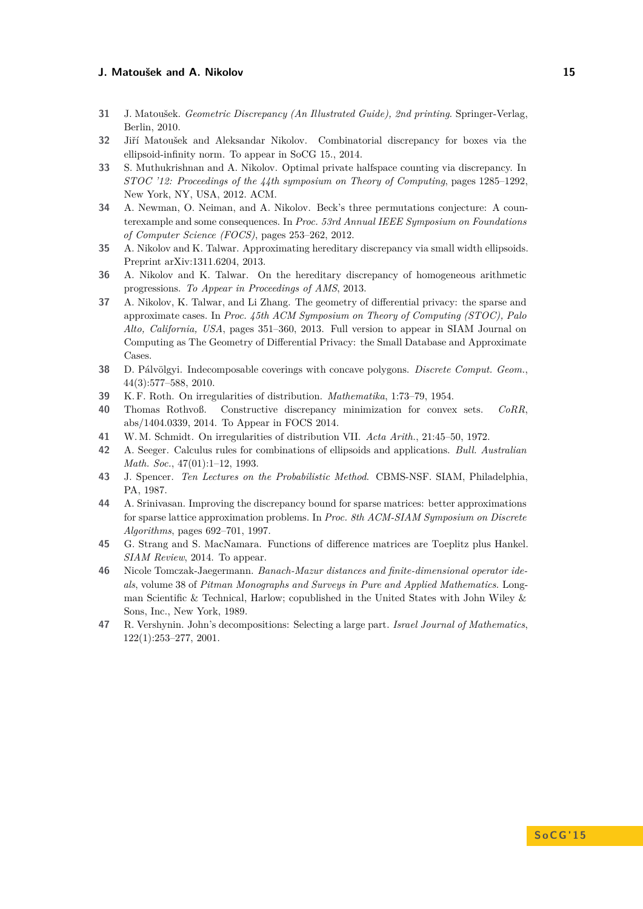31 J. Matoušek. *Geometric Discrepancy (An Illustrated Guide), 2nd printing*. Springer-Verlag, Berlin, 2010.

32 Jiří Matoušek and Aleksandar Nikolov. Combinatorial discrepancy for boxes via the ellipsoid-infinity norm. To appear in SoCG 15., 2014.

33 S. Muthukrishnan and A. Nikolov. Optimal private halfspace counting via discrepancy. In *STOC '12: Proceedings of the 44th symposium on Theory of Computing*, pages 1285–1292, New York, NY, USA, 2012. ACM.

34 A. Newman, O. Neiman, and A. Nikolov. Beck's three permutations conjecture: A counterexample and some consequences. In *Proc. 53rd Annual IEEE Symposium on Foundations of Computer Science (FOCS)*, pages 253–262, 2012.

35 A. Nikolov and K. Talwar. Approximating hereditary discrepancy via small width ellipsoids. Preprint arXiv:1311.6204, 2013.

36 A. Nikolov and K. Talwar. On the hereditary discrepancy of homogeneous arithmetic progressions. *To Appear in Proceedings of AMS*, 2013.

37 A. Nikolov, K. Talwar, and Li Zhang. The geometry of differential privacy: the sparse and approximate cases. In *Proc. 45th ACM Symposium on Theory of Computing (STOC), Palo Alto, California, USA*, pages 351–360, 2013. Full version to appear in SIAM Journal on Computing as The Geometry of Differential Privacy: the Small Database and Approximate Cases.

38 D. Pálvölgyi. Indecomposable coverings with concave polygons. *Discrete Comput. Geom.*, 44(3):577–588, 2010.

39 K. F. Roth. On irregularities of distribution. *Mathematika*, 1:73–79, 1954.

40 Thomas Rothvoß. Constructive discrepancy minimization for convex sets. *CoRR*, abs/1404.0339, 2014. To Appear in FOCS 2014.

41 W. M. Schmidt. On irregularities of distribution VII. *Acta Arith.*, 21:45–50, 1972.

42 A. Seeger. Calculus rules for combinations of ellipsoids and applications. *Bull. Australian Math. Soc.*, 47(01):1–12, 1993.

43 J. Spencer. *Ten Lectures on the Probabilistic Method*. CBMS-NSF. SIAM, Philadelphia, PA, 1987.

44 A. Srinivasan. Improving the discrepancy bound for sparse matrices: better approximations for sparse lattice approximation problems. In *Proc. 8th ACM-SIAM Symposium on Discrete Algorithms*, pages 692–701, 1997.

45 G. Strang and S. MacNamara. Functions of difference matrices are Toeplitz plus Hankel. *SIAM Review*, 2014. To appear.

46 Nicole Tomczak-Jaegermann. *Banach-Mazur distances and finite-dimensional operator ideals*, volume 38 of *Pitman Monographs and Surveys in Pure and Applied Mathematics*. Longman Scientific & Technical, Harlow; copublished in the United States with John Wiley & Sons, Inc., New York, 1989.

47 R. Vershynin. John's decompositions: Selecting a large part. *Israel Journal of Mathematics*, 122(1):253–277, 2001.